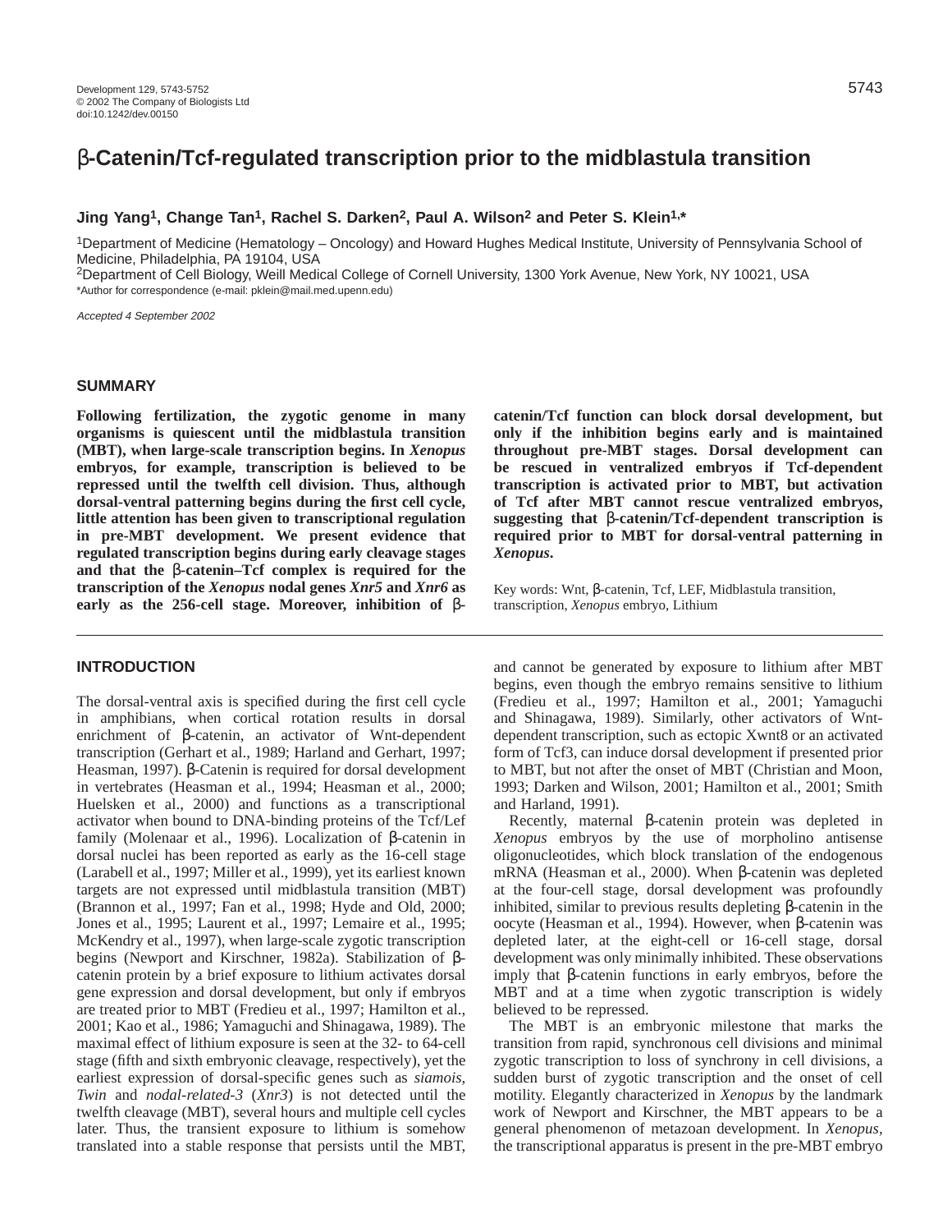# β-Catenin/Tcf-regulated transcription prior to the midblastula transition

**Jing Yang[1], Change Tan[1], Rachel S. Darken[2], Paul A. Wilson[2] and Peter S. Klein[1,*]**

[1]Department of Medicine (Hematology – Oncology) and Howard Hughes Medical Institute, University of Pennsylvania School of Medicine, Philadelphia, PA 19104, USA

[2]Department of Cell Biology, Weill Medical College of Cornell University, 1300 York Avenue, New York, NY 10021, USA

*Author for correspondence (e-mail: pklein@mail.med.upenn.edu)

*Accepted 4 September 2002*

## SUMMARY

**Following fertilization, the zygotic genome in many organisms is quiescent until the midblastula transition (MBT), when large-scale transcription begins. In *Xenopus* embryos, for example, transcription is believed to be repressed until the twelfth cell division. Thus, although dorsal-ventral patterning begins during the first cell cycle, little attention has been given to transcriptional regulation in pre-MBT development. We present evidence that regulated transcription begins during early cleavage stages and that the β-catenin–Tcf complex is required for the transcription of the *Xenopus* nodal genes *Xnr5* and *Xnr6* as early as the 256-cell stage. Moreover, inhibition of β-catenin/Tcf function can block dorsal development, but only if the inhibition begins early and is maintained throughout pre-MBT stages. Dorsal development can be rescued in ventralized embryos if Tcf-dependent transcription is activated prior to MBT, but activation of Tcf after MBT cannot rescue ventralized embryos, suggesting that β-catenin/Tcf-dependent transcription is required prior to MBT for dorsal-ventral patterning in *Xenopus*.**

Key words: Wnt, β-catenin, Tcf, LEF, Midblastula transition, transcription, *Xenopus* embryo, Lithium

## INTRODUCTION

The dorsal-ventral axis is specified during the first cell cycle in amphibians, when cortical rotation results in dorsal enrichment of β-catenin, an activator of Wnt-dependent transcription (Gerhart et al., 1989; Harland and Gerhart, 1997; Heasman, 1997). β-Catenin is required for dorsal development in vertebrates (Heasman et al., 1994; Heasman et al., 2000; Huelsken et al., 2000) and functions as a transcriptional activator when bound to DNA-binding proteins of the Tcf/Lef family (Molenaar et al., 1996). Localization of β-catenin in dorsal nuclei has been reported as early as the 16-cell stage (Larabell et al., 1997; Miller et al., 1999), yet its earliest known targets are not expressed until midblastula transition (MBT) (Brannon et al., 1997; Fan et al., 1998; Hyde and Old, 2000; Jones et al., 1995; Laurent et al., 1997; Lemaire et al., 1995; McKendry et al., 1997), when large-scale zygotic transcription begins (Newport and Kirschner, 1982a). Stabilization of β-catenin protein by a brief exposure to lithium activates dorsal gene expression and dorsal development, but only if embryos are treated prior to MBT (Fredieu et al., 1997; Hamilton et al., 2001; Kao et al., 1986; Yamaguchi and Shinagawa, 1989). The maximal effect of lithium exposure is seen at the 32- to 64-cell stage (fifth and sixth embryonic cleavage, respectively), yet the earliest expression of dorsal-specific genes such as *siamois*, *Twin* and *nodal-related-3* (*Xnr3*) is not detected until the twelfth cleavage (MBT), several hours and multiple cell cycles later. Thus, the transient exposure to lithium is somehow translated into a stable response that persists until the MBT, and cannot be generated by exposure to lithium after MBT begins, even though the embryo remains sensitive to lithium (Fredieu et al., 1997; Hamilton et al., 2001; Yamaguchi and Shinagawa, 1989). Similarly, other activators of Wnt-dependent transcription, such as ectopic Xwnt8 or an activated form of Tcf3, can induce dorsal development if presented prior to MBT, but not after the onset of MBT (Christian and Moon, 1993; Darken and Wilson, 2001; Hamilton et al., 2001; Smith and Harland, 1991).

Recently, maternal β-catenin protein was depleted in *Xenopus* embryos by the use of morpholino antisense oligonucleotides, which block translation of the endogenous mRNA (Heasman et al., 2000). When β-catenin was depleted at the four-cell stage, dorsal development was profoundly inhibited, similar to previous results depleting β-catenin in the oocyte (Heasman et al., 1994). However, when β-catenin was depleted later, at the eight-cell or 16-cell stage, dorsal development was only minimally inhibited. These observations imply that β-catenin functions in early embryos, before the MBT and at a time when zygotic transcription is widely believed to be repressed.

The MBT is an embryonic milestone that marks the transition from rapid, synchronous cell divisions and minimal zygotic transcription to loss of synchrony in cell divisions, a sudden burst of zygotic transcription and the onset of cell motility. Elegantly characterized in *Xenopus* by the landmark work of Newport and Kirschner, the MBT appears to be a general phenomenon of metazoan development. In *Xenopus*, the transcriptional apparatus is present in the pre-MBT embryo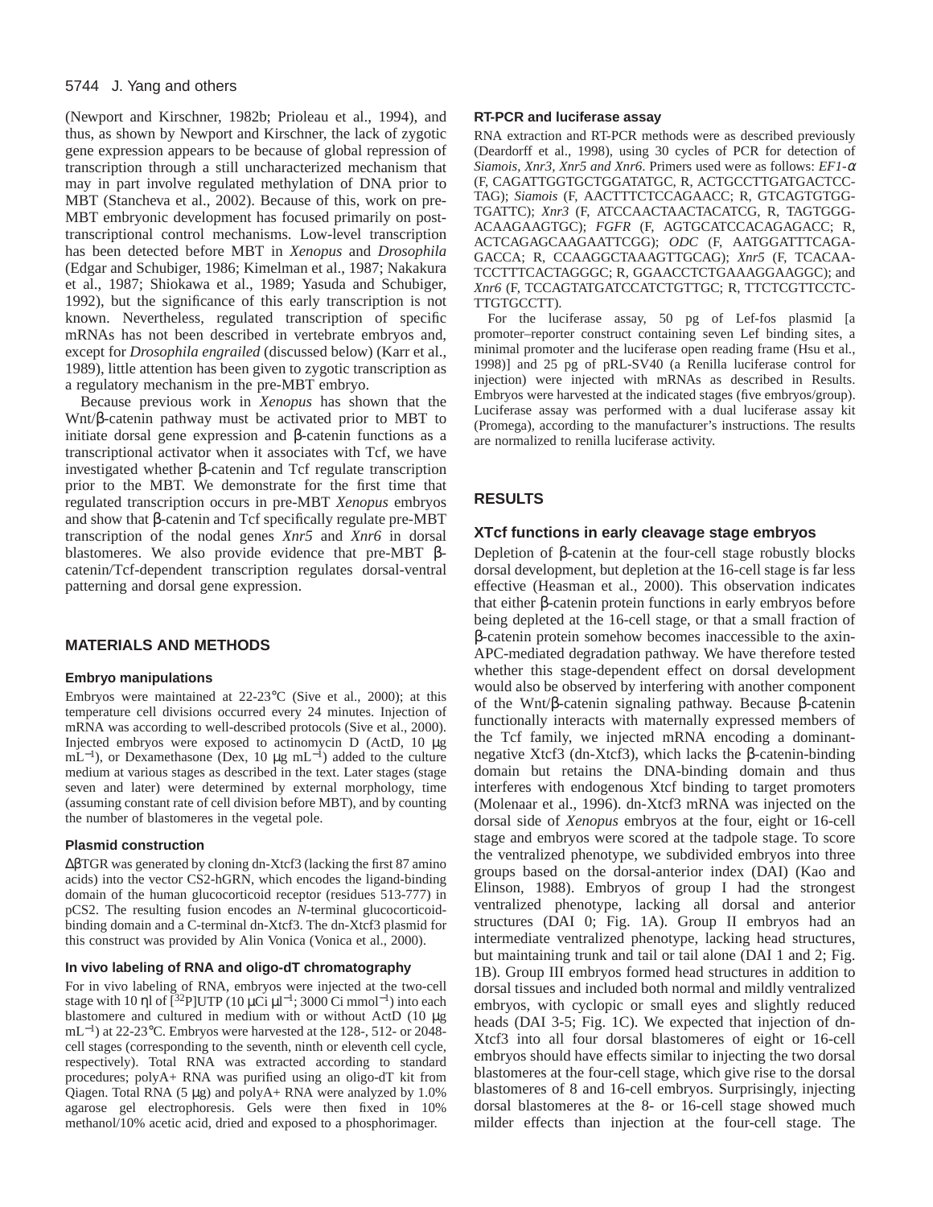(Newport and Kirschner, 1982b; Prioleau et al., 1994), and thus, as shown by Newport and Kirschner, the lack of zygotic gene expression appears to be because of global repression of transcription through a still uncharacterized mechanism that may in part involve regulated methylation of DNA prior to MBT (Stancheva et al., 2002). Because of this, work on pre-MBT embryonic development has focused primarily on post-transcriptional control mechanisms. Low-level transcription has been detected before MBT in *Xenopus* and *Drosophila* (Edgar and Schubiger, 1986; Kimelman et al., 1987; Nakakura et al., 1987; Shiokawa et al., 1989; Yasuda and Schubiger, 1992), but the significance of this early transcription is not known. Nevertheless, regulated transcription of specific mRNAs has not been described in vertebrate embryos and, except for *Drosophila engrailed* (discussed below) (Karr et al., 1989), little attention has been given to zygotic transcription as a regulatory mechanism in the pre-MBT embryo.

Because previous work in *Xenopus* has shown that the Wnt/β-catenin pathway must be activated prior to MBT to initiate dorsal gene expression and β-catenin functions as a transcriptional activator when it associates with Tcf, we have investigated whether β-catenin and Tcf regulate transcription prior to the MBT. We demonstrate for the first time that regulated transcription occurs in pre-MBT *Xenopus* embryos and show that β-catenin and Tcf specifically regulate pre-MBT transcription of the nodal genes *Xnr5* and *Xnr6* in dorsal blastomeres. We also provide evidence that pre-MBT β-catenin/Tcf-dependent transcription regulates dorsal-ventral patterning and dorsal gene expression.

## MATERIALS AND METHODS

### Embryo manipulations

Embryos were maintained at 22-23°C (Sive et al., 2000); at this temperature cell divisions occurred every 24 minutes. Injection of mRNA was according to well-described protocols (Sive et al., 2000). Injected embryos were exposed to actinomycin D (ActD, 10 μg mL$^{-1}$), or Dexamethasone (Dex, 10 μg mL$^{-1}$) added to the culture medium at various stages as described in the text. Later stages (stage seven and later) were determined by external morphology, time (assuming constant rate of cell division before MBT), and by counting the number of blastomeres in the vegetal pole.

### Plasmid construction

ΔβTGR was generated by cloning dn-Xtcf3 (lacking the first 87 amino acids) into the vector CS2-hGRN, which encodes the ligand-binding domain of the human glucocorticoid receptor (residues 513-777) in pCS2. The resulting fusion encodes an *N*-terminal glucocorticoid-binding domain and a C-terminal dn-Xtcf3. The dn-Xtcf3 plasmid for this construct was provided by Alin Vonica (Vonica et al., 2000).

### In vivo labeling of RNA and oligo-dT chromatography

For in vivo labeling of RNA, embryos were injected at the two-cell stage with 10 ηl of [$^{32}$P]UTP (10 μCi μl$^{-1}$; 3000 Ci mmol$^{-1}$) into each blastomere and cultured in medium with or without ActD (10 μg mL$^{-1}$) at 22-23°C. Embryos were harvested at the 128-, 512- or 2048-cell stages (corresponding to the seventh, ninth or eleventh cell cycle, respectively). Total RNA was extracted according to standard procedures; polyA+ RNA was purified using an oligo-dT kit from Qiagen. Total RNA (5 μg) and polyA+ RNA were analyzed by 1.0% agarose gel electrophoresis. Gels were then fixed in 10% methanol/10% acetic acid, dried and exposed to a phosphorimager.

### RT-PCR and luciferase assay

RNA extraction and RT-PCR methods were as described previously (Deardorff et al., 1998), using 30 cycles of PCR for detection of *Siamois, Xnr3, Xnr5 and Xnr6*. Primers used were as follows: *EF1-α* (F, CAGATTGGTGCTGGATATGC, R, ACTGCCTTGATGACTCC-TAG); *Siamois* (F, AACTTTCTCCAGAACC; R, GTCAGTGTGG-TGATTC); *Xnr3* (F, ATCCAACTAACTACATCG, R, TAGTGGG-ACAAGAAGTGC); *FGFR* (F, AGTGCATCCACAGAGACC; R, ACTCAGAGCAAGAATTCGG); *ODC* (F, AATGGATTTCAGA-GACCA; R, CCAAGGCTAAAGTTGCAG); *Xnr5* (F, TCACAA-TCCTTTCACTAGGGC; R, GGAACCTCTGAAAGGAAGGC); and *Xnr6* (F, TCCAGTATGATCCATCTGTTGC; R, TTCTCGTTCCTC-TTGTGCCTT).

For the luciferase assay, 50 pg of Lef-fos plasmid [a promoter–reporter construct containing seven Lef binding sites, a minimal promoter and the luciferase open reading frame (Hsu et al., 1998)] and 25 pg of pRL-SV40 (a Renilla luciferase control for injection) were injected with mRNAs as described in Results. Embryos were harvested at the indicated stages (five embryos/group). Luciferase assay was performed with a dual luciferase assay kit (Promega), according to the manufacturer's instructions. The results are normalized to renilla luciferase activity.

## RESULTS

### XTcf functions in early cleavage stage embryos

Depletion of β-catenin at the four-cell stage robustly blocks dorsal development, but depletion at the 16-cell stage is far less effective (Heasman et al., 2000). This observation indicates that either β-catenin protein functions in early embryos before being depleted at the 16-cell stage, or that a small fraction of β-catenin protein somehow becomes inaccessible to the axin-APC-mediated degradation pathway. We have therefore tested whether this stage-dependent effect on dorsal development would also be observed by interfering with another component of the Wnt/β-catenin signaling pathway. Because β-catenin functionally interacts with maternally expressed members of the Tcf family, we injected mRNA encoding a dominant-negative Xtcf3 (dn-Xtcf3), which lacks the β-catenin-binding domain but retains the DNA-binding domain and thus interferes with endogenous Xtcf binding to target promoters (Molenaar et al., 1996). dn-Xtcf3 mRNA was injected on the dorsal side of *Xenopus* embryos at the four, eight or 16-cell stage and embryos were scored at the tadpole stage. To score the ventralized phenotype, we subdivided embryos into three groups based on the dorsal-anterior index (DAI) (Kao and Elinson, 1988). Embryos of group I had the strongest ventralized phenotype, lacking all dorsal and anterior structures (DAI 0; Fig. 1A). Group II embryos had an intermediate ventralized phenotype, lacking head structures, but maintaining trunk and tail or tail alone (DAI 1 and 2; Fig. 1B). Group III embryos formed head structures in addition to dorsal tissues and included both normal and mildly ventralized embryos, with cyclopic or small eyes and slightly reduced heads (DAI 3-5; Fig. 1C). We expected that injection of dn-Xtcf3 into all four dorsal blastomeres of eight or 16-cell embryos should have effects similar to injecting the two dorsal blastomeres at the four-cell stage, which give rise to the dorsal blastomeres of 8 and 16-cell embryos. Surprisingly, injecting dorsal blastomeres at the 8- or 16-cell stage showed much milder effects than injection at the four-cell stage. The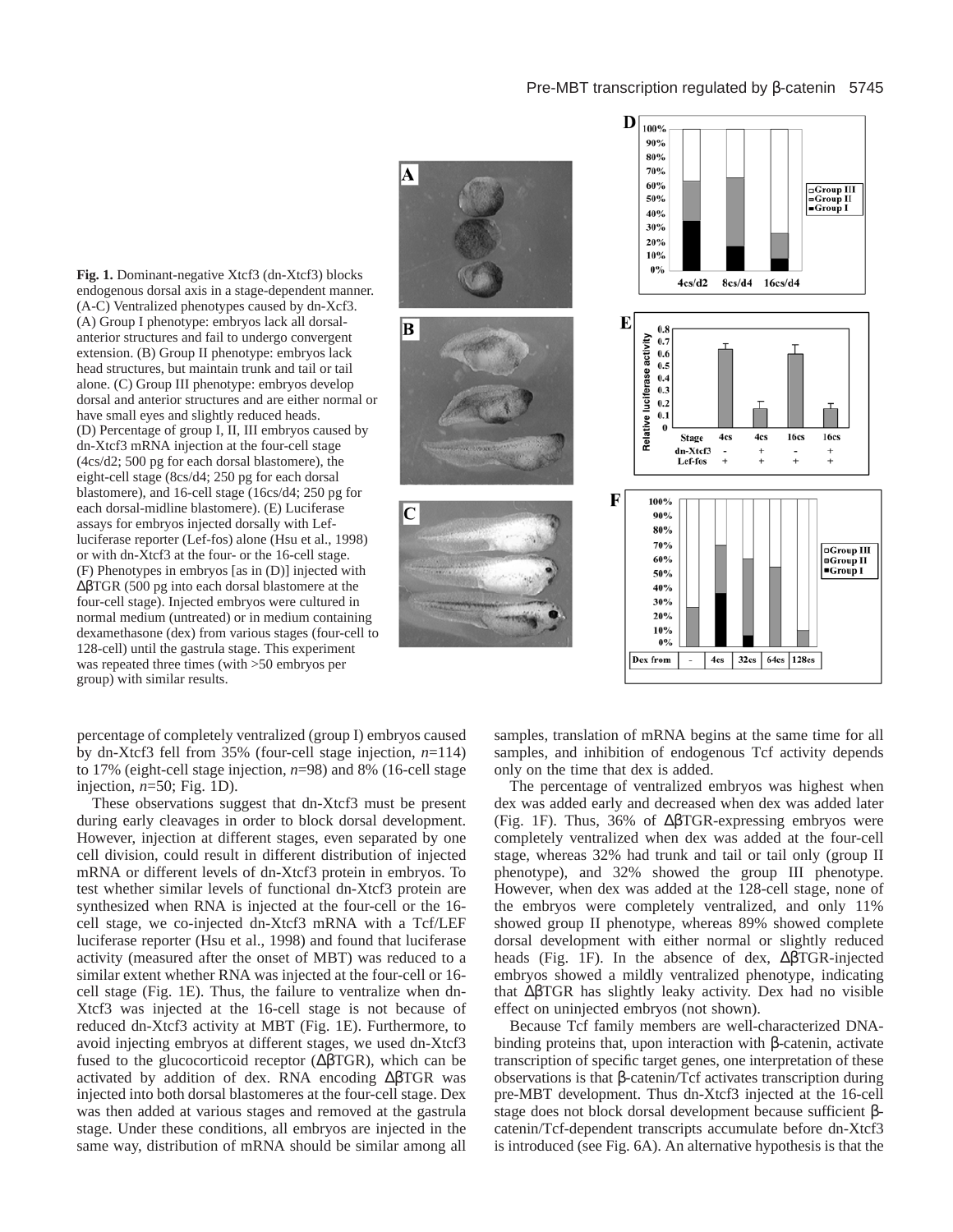**Fig. 1.** Dominant-negative Xtcf3 (dn-Xtcf3) blocks endogenous dorsal axis in a stage-dependent manner. (A-C) Ventralized phenotypes caused by dn-Xcf3. (A) Group I phenotype: embryos lack all dorsal-anterior structures and fail to undergo convergent extension. (B) Group II phenotype: embryos lack head structures, but maintain trunk and tail or tail alone. (C) Group III phenotype: embryos develop dorsal and anterior structures and are either normal or have small eyes and slightly reduced heads. (D) Percentage of group I, II, III embryos caused by dn-Xtcf3 mRNA injection at the four-cell stage (4cs/d2; 500 pg for each dorsal blastomere), the eight-cell stage (8cs/d4; 250 pg for each dorsal blastomere), and 16-cell stage (16cs/d4; 250 pg for each dorsal-midline blastomere). (E) Luciferase assays for embryos injected dorsally with Lef-luciferase reporter (Lef-fos) alone (Hsu et al., 1998) or with dn-Xtcf3 at the four- or the 16-cell stage. (F) Phenotypes in embryos [as in (D)] injected with ΔβTGR (500 pg into each dorsal blastomere at the four-cell stage). Injected embryos were cultured in normal medium (untreated) or in medium containing dexamethasone (dex) from various stages (four-cell to 128-cell) until the gastrula stage. This experiment was repeated three times (with >50 embryos per group) with similar results.

percentage of completely ventralized (group I) embryos caused by dn-Xtcf3 fell from 35% (four-cell stage injection, *n*=114) to 17% (eight-cell stage injection, *n*=98) and 8% (16-cell stage injection, *n*=50; Fig. 1D).

These observations suggest that dn-Xtcf3 must be present during early cleavages in order to block dorsal development. However, injection at different stages, even separated by one cell division, could result in different distribution of injected mRNA or different levels of dn-Xtcf3 protein in embryos. To test whether similar levels of functional dn-Xtcf3 protein are synthesized when RNA is injected at the four-cell or the 16-cell stage, we co-injected dn-Xtcf3 mRNA with a Tcf/LEF luciferase reporter (Hsu et al., 1998) and found that luciferase activity (measured after the onset of MBT) was reduced to a similar extent whether RNA was injected at the four-cell or 16-cell stage (Fig. 1E). Thus, the failure to ventralize when dn-Xtcf3 was injected at the 16-cell stage is not because of reduced dn-Xtcf3 activity at MBT (Fig. 1E). Furthermore, to avoid injecting embryos at different stages, we used dn-Xtcf3 fused to the glucocorticoid receptor (ΔβTGR), which can be activated by addition of dex. RNA encoding ΔβTGR was injected into both dorsal blastomeres at the four-cell stage. Dex was then added at various stages and removed at the gastrula stage. Under these conditions, all embryos are injected in the same way, distribution of mRNA should be similar among all samples, translation of mRNA begins at the same time for all samples, and inhibition of endogenous Tcf activity depends only on the time that dex is added.

The percentage of ventralized embryos was highest when dex was added early and decreased when dex was added later (Fig. 1F). Thus, 36% of ΔβTGR-expressing embryos were completely ventralized when dex was added at the four-cell stage, whereas 32% had trunk and tail or tail only (group II phenotype), and 32% showed the group III phenotype. However, when dex was added at the 128-cell stage, none of the embryos were completely ventralized, and only 11% showed group II phenotype, whereas 89% showed complete dorsal development with either normal or slightly reduced heads (Fig. 1F). In the absence of dex, ΔβTGR-injected embryos showed a mildly ventralized phenotype, indicating that ΔβTGR has slightly leaky activity. Dex had no visible effect on uninjected embryos (not shown).

Because Tcf family members are well-characterized DNA-binding proteins that, upon interaction with β-catenin, activate transcription of specific target genes, one interpretation of these observations is that β-catenin/Tcf activates transcription during pre-MBT development. Thus dn-Xtcf3 injected at the 16-cell stage does not block dorsal development because sufficient β-catenin/Tcf-dependent transcripts accumulate before dn-Xtcf3 is introduced (see Fig. 6A). An alternative hypothesis is that the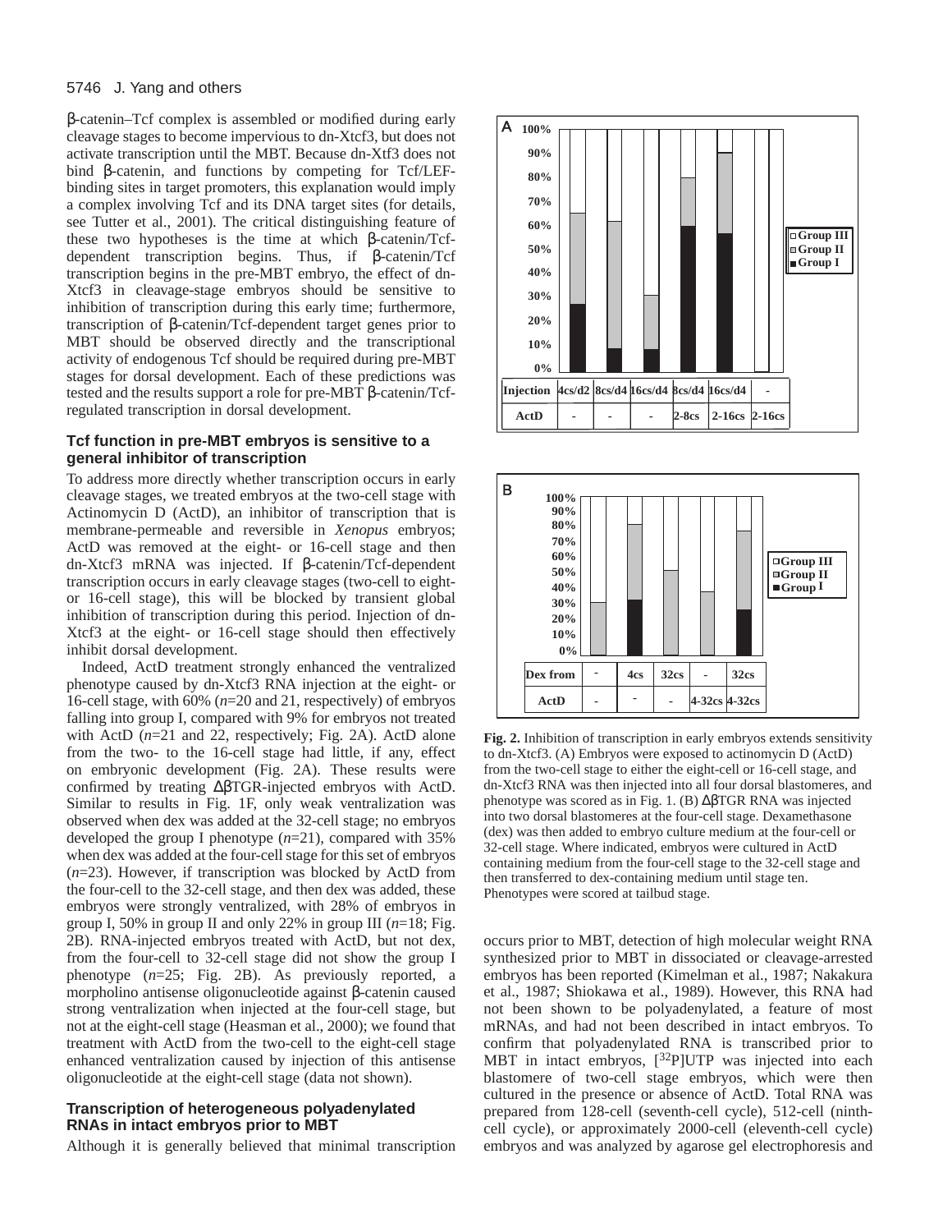β-catenin–Tcf complex is assembled or modified during early cleavage stages to become impervious to dn-Xtcf3, but does not activate transcription until the MBT. Because dn-Xtf3 does not bind β-catenin, and functions by competing for Tcf/LEF-binding sites in target promoters, this explanation would imply a complex involving Tcf and its DNA target sites (for details, see Tutter et al., 2001). The critical distinguishing feature of these two hypotheses is the time at which β-catenin/Tcf-dependent transcription begins. Thus, if β-catenin/Tcf transcription begins in the pre-MBT embryo, the effect of dn-Xtcf3 in cleavage-stage embryos should be sensitive to inhibition of transcription during this early time; furthermore, transcription of β-catenin/Tcf-dependent target genes prior to MBT should be observed directly and the transcriptional activity of endogenous Tcf should be required during pre-MBT stages for dorsal development. Each of these predictions was tested and the results support a role for pre-MBT β-catenin/Tcf-regulated transcription in dorsal development.

### Tcf function in pre-MBT embryos is sensitive to a general inhibitor of transcription

To address more directly whether transcription occurs in early cleavage stages, we treated embryos at the two-cell stage with Actinomycin D (ActD), an inhibitor of transcription that is membrane-permeable and reversible in *Xenopus* embryos; ActD was removed at the eight- or 16-cell stage and then dn-Xtcf3 mRNA was injected. If β-catenin/Tcf-dependent transcription occurs in early cleavage stages (two-cell to eight- or 16-cell stage), this will be blocked by transient global inhibition of transcription during this period. Injection of dn-Xtcf3 at the eight- or 16-cell stage should then effectively inhibit dorsal development.

Indeed, ActD treatment strongly enhanced the ventralized phenotype caused by dn-Xtcf3 RNA injection at the eight- or 16-cell stage, with 60% (*n*=20 and 21, respectively) of embryos falling into group I, compared with 9% for embryos not treated with ActD (*n*=21 and 22, respectively; Fig. 2A). ActD alone from the two- to the 16-cell stage had little, if any, effect on embryonic development (Fig. 2A). These results were confirmed by treating ΔβTGR-injected embryos with ActD. Similar to results in Fig. 1F, only weak ventralization was observed when dex was added at the 32-cell stage; no embryos developed the group I phenotype (*n*=21), compared with 35% when dex was added at the four-cell stage for this set of embryos (*n*=23). However, if transcription was blocked by ActD from the four-cell to the 32-cell stage, and then dex was added, these embryos were strongly ventralized, with 28% of embryos in group I, 50% in group II and only 22% in group III (*n*=18; Fig. 2B). RNA-injected embryos treated with ActD, but not dex, from the four-cell to 32-cell stage did not show the group I phenotype (*n*=25; Fig. 2B). As previously reported, a morpholino antisense oligonucleotide against β-catenin caused strong ventralization when injected at the four-cell stage, but not at the eight-cell stage (Heasman et al., 2000); we found that treatment with ActD from the two-cell to the eight-cell stage enhanced ventralization caused by injection of this antisense oligonucleotide at the eight-cell stage (data not shown).

### Transcription of heterogeneous polyadenylated RNAs in intact embryos prior to MBT

Although it is generally believed that minimal transcription occurs prior to MBT, detection of high molecular weight RNA synthesized prior to MBT in dissociated or cleavage-arrested embryos has been reported (Kimelman et al., 1987; Nakakura et al., 1987; Shiokawa et al., 1989). However, this RNA had not been shown to be polyadenylated, a feature of most mRNAs, and had not been described in intact embryos. To confirm that polyadenylated RNA is transcribed prior to MBT in intact embryos, [$^{32}$P]UTP was injected into each blastomere of two-cell stage embryos, which were then cultured in the presence or absence of ActD. Total RNA was prepared from 128-cell (seventh-cell cycle), 512-cell (ninth-cell cycle), or approximately 2000-cell (eleventh-cell cycle) embryos and was analyzed by agarose gel electrophoresis and

| Injection | 4cs/d2 | 8cs/d4 | 16cs/d4 | 8cs/d4 | 16cs/d4 | - |
|---|---|---|---|---|---|---|
| ActD | - | - | - | 2-8cs | 2-16cs | 2-16cs |

| Dex from | - | 4cs | 32cs | - | 32cs |
|---|---|---|---|---|---|
| ActD | - | - | - | 4-32cs | 4-32cs |

**Fig. 2.** Inhibition of transcription in early embryos extends sensitivity to dn-Xtcf3. (A) Embryos were exposed to actinomycin D (ActD) from the two-cell stage to either the eight-cell or 16-cell stage, and dn-Xtcf3 RNA was then injected into all four dorsal blastomeres, and phenotype was scored as in Fig. 1. (B) ΔβTGR RNA was injected into two dorsal blastomeres at the four-cell stage. Dexamethasone (dex) was then added to embryo culture medium at the four-cell or 32-cell stage. Where indicated, embryos were cultured in ActD containing medium from the four-cell stage to the 32-cell stage and then transferred to dex-containing medium until stage ten. Phenotypes were scored at tailbud stage.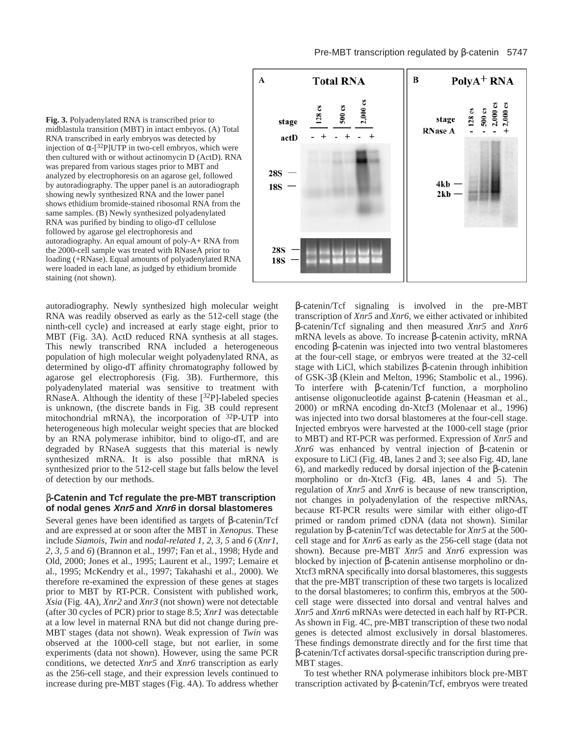**Fig. 3.** Polyadenylated RNA is transcribed prior to midblastula transition (MBT) in intact embryos. (A) Total RNA transcribed in early embryos was detected by injection of α-[$^{32}$P]UTP in two-cell embryos, which were then cultured with or without actinomycin D (ActD). RNA was prepared from various stages prior to MBT and analyzed by electrophoresis on an agarose gel, followed by autoradiography. The upper panel is an autoradiograph showing newly synthesized RNA and the lower panel shows ethidium bromide-stained ribosomal RNA from the same samples. (B) Newly synthesized polyadenylated RNA was purified by binding to oligo-dT cellulose followed by agarose gel electrophoresis and autoradiography. An equal amount of poly-A+ RNA from the 2000-cell sample was treated with RNaseA prior to loading (+RNase). Equal amounts of polyadenylated RNA were loaded in each lane, as judged by ethidium bromide staining (not shown).

autoradiography. Newly synthesized high molecular weight RNA was readily observed as early as the 512-cell stage (the ninth-cell cycle) and increased at early stage eight, prior to MBT (Fig. 3A). ActD reduced RNA synthesis at all stages. This newly transcribed RNA included a heterogeneous population of high molecular weight polyadenylated RNA, as determined by oligo-dT affinity chromatography followed by agarose gel electrophoresis (Fig. 3B). Furthermore, this polyadenylated material was sensitive to treatment with RNaseA. Although the identity of these [$^{32}$P]-labeled species is unknown, (the discrete bands in Fig. 3B could represent mitochondrial mRNA), the incorporation of $^{32}$P-UTP into heterogeneous high molecular weight species that are blocked by an RNA polymerase inhibitor, bind to oligo-dT, and are degraded by RNaseA suggests that this material is newly synthesized mRNA. It is also possible that mRNA is synthesized prior to the 512-cell stage but falls below the level of detection by our methods.

### β-Catenin and Tcf regulate the pre-MBT transcription of nodal genes *Xnr5* and *Xnr6* in dorsal blastomeres

Several genes have been identified as targets of β-catenin/Tcf and are expressed at or soon after the MBT in *Xenopus*. These include *Siamois*, *Twin* and *nodal-related 1*, *2*, *3*, *5* and *6* (*Xnr1, 2, 3, 5* and *6*) (Brannon et al., 1997; Fan et al., 1998; Hyde and Old, 2000; Jones et al., 1995; Laurent et al., 1997; Lemaire et al., 1995; McKendry et al., 1997; Takahashi et al., 2000). We therefore re-examined the expression of these genes at stages prior to MBT by RT-PCR. Consistent with published work, *Xsia* (Fig. 4A), *Xnr2* and *Xnr3* (not shown) were not detectable (after 30 cycles of PCR) prior to stage 8.5; *Xnr1* was detectable at a low level in maternal RNA but did not change during pre-MBT stages (data not shown). Weak expression of *Twin* was observed at the 1000-cell stage, but not earlier, in some experiments (data not shown). However, using the same PCR conditions, we detected *Xnr5* and *Xnr6* transcription as early as the 256-cell stage, and their expression levels continued to increase during pre-MBT stages (Fig. 4A). To address whether β-catenin/Tcf signaling is involved in the pre-MBT transcription of *Xnr5* and *Xnr6*, we either activated or inhibited β-catenin/Tcf signaling and then measured *Xnr5* and *Xnr6* mRNA levels as above. To increase β-catenin activity, mRNA encoding β-catenin was injected into two ventral blastomeres at the four-cell stage, or embryos were treated at the 32-cell stage with LiCl, which stabilizes β-catenin through inhibition of GSK-3β (Klein and Melton, 1996; Stambolic et al., 1996). To interfere with β-catenin/Tcf function, a morpholino antisense oligonucleotide against β-catenin (Heasman et al., 2000) or mRNA encoding dn-Xtcf3 (Molenaar et al., 1996) was injected into two dorsal blastomeres at the four-cell stage. Injected embryos were harvested at the 1000-cell stage (prior to MBT) and RT-PCR was performed. Expression of *Xnr5* and *Xnr6* was enhanced by ventral injection of β-catenin or exposure to LiCl (Fig. 4B, lanes 2 and 3; see also Fig. 4D, lane 6), and markedly reduced by dorsal injection of the β-catenin morpholino or dn-Xtcf3 (Fig. 4B, lanes 4 and 5). The regulation of *Xnr5* and *Xnr6* is because of new transcription, not changes in polyadenylation of the respective mRNAs, because RT-PCR results were similar with either oligo-dT primed or random primed cDNA (data not shown). Similar regulation by β-catenin/Tcf was detectable for *Xnr5* at the 500-cell stage and for *Xnr6* as early as the 256-cell stage (data not shown). Because pre-MBT *Xnr5* and *Xnr6* expression was blocked by injection of β-catenin antisense morpholino or dn-Xtcf3 mRNA specifically into dorsal blastomeres, this suggests that the pre-MBT transcription of these two targets is localized to the dorsal blastomeres; to confirm this, embryos at the 500-cell stage were dissected into dorsal and ventral halves and *Xnr5* and *Xnr6* mRNAs were detected in each half by RT-PCR. As shown in Fig. 4C, pre-MBT transcription of these two nodal genes is detected almost exclusively in dorsal blastomeres. These findings demonstrate directly and for the first time that β-catenin/Tcf activates dorsal-specific transcription during pre-MBT stages.

To test whether RNA polymerase inhibitors block pre-MBT transcription activated by β-catenin/Tcf, embryos were treated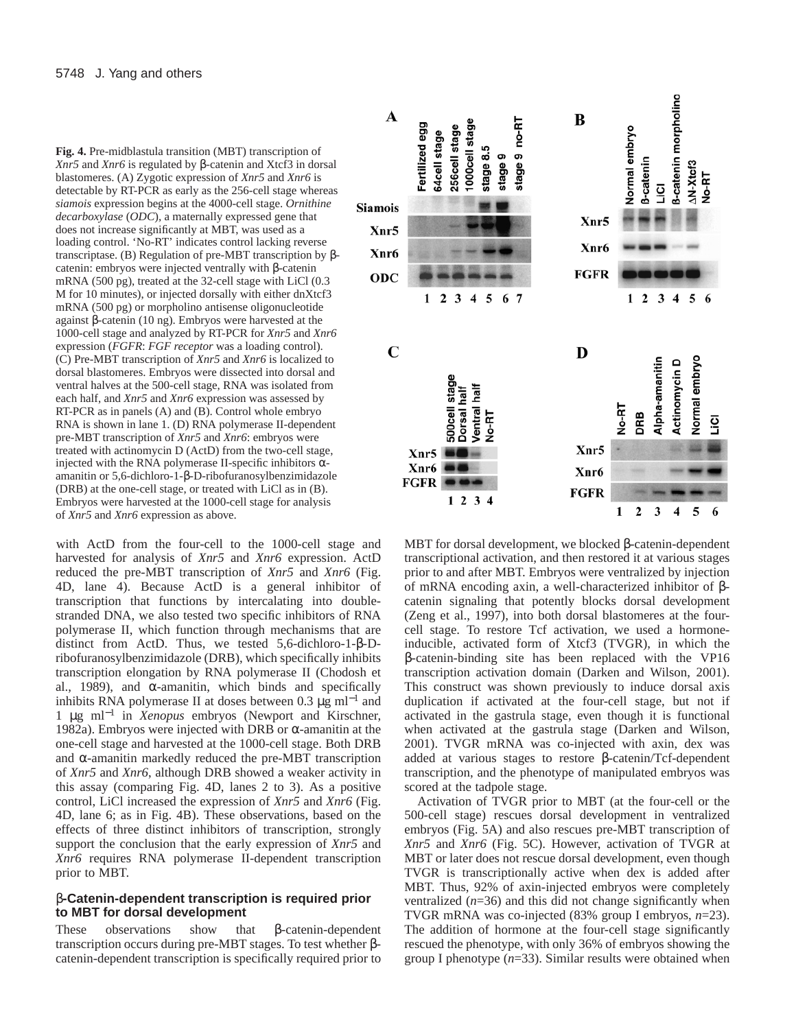**Fig. 4.** Pre-midblastula transition (MBT) transcription of *Xnr5* and *Xnr6* is regulated by β-catenin and Xtcf3 in dorsal blastomeres. (A) Zygotic expression of *Xnr5* and *Xnr6* is detectable by RT-PCR as early as the 256-cell stage whereas *siamois* expression begins at the 4000-cell stage. *Ornithine decarboxylase* (*ODC*), a maternally expressed gene that does not increase significantly at MBT, was used as a loading control. 'No-RT' indicates control lacking reverse transcriptase. (B) Regulation of pre-MBT transcription by β-catenin: embryos were injected ventrally with β-catenin mRNA (500 pg), treated at the 32-cell stage with LiCl (0.3 M for 10 minutes), or injected dorsally with either dnXtcf3 mRNA (500 pg) or morpholino antisense oligonucleotide against β-catenin (10 ng). Embryos were harvested at the 1000-cell stage and analyzed by RT-PCR for *Xnr5* and *Xnr6* expression (*FGFR*: *FGF receptor* was a loading control). (C) Pre-MBT transcription of *Xnr5* and *Xnr6* is localized to dorsal blastomeres. Embryos were dissected into dorsal and ventral halves at the 500-cell stage, RNA was isolated from each half, and *Xnr5* and *Xnr6* expression was assessed by RT-PCR as in panels (A) and (B). Control whole embryo RNA is shown in lane 1. (D) RNA polymerase II-dependent pre-MBT transcription of *Xnr5* and *Xnr6*: embryos were treated with actinomycin D (ActD) from the two-cell stage, injected with the RNA polymerase II-specific inhibitors α-amanitin or 5,6-dichloro-1-β-D-ribofuranosylbenzimidazole (DRB) at the one-cell stage, or treated with LiCl as in (B). Embryos were harvested at the 1000-cell stage for analysis of *Xnr5* and *Xnr6* expression as above.

with ActD from the four-cell to the 1000-cell stage and harvested for analysis of *Xnr5* and *Xnr6* expression. ActD reduced the pre-MBT transcription of *Xnr5* and *Xnr6* (Fig. 4D, lane 4). Because ActD is a general inhibitor of transcription that functions by intercalating into double-stranded DNA, we also tested two specific inhibitors of RNA polymerase II, which function through mechanisms that are distinct from ActD. Thus, we tested 5,6-dichloro-1-β-D-ribofuranosylbenzimidazole (DRB), which specifically inhibits transcription elongation by RNA polymerase II (Chodosh et al., 1989), and α-amanitin, which binds and specifically inhibits RNA polymerase II at doses between 0.3 μg ml$^{-1}$ and 1 μg ml$^{-1}$ in *Xenopus* embryos (Newport and Kirschner, 1982a). Embryos were injected with DRB or α-amanitin at the one-cell stage and harvested at the 1000-cell stage. Both DRB and α-amanitin markedly reduced the pre-MBT transcription of *Xnr5* and *Xnr6*, although DRB showed a weaker activity in this assay (comparing Fig. 4D, lanes 2 to 3). As a positive control, LiCl increased the expression of *Xnr5* and *Xnr6* (Fig. 4D, lane 6; as in Fig. 4B). These observations, based on the effects of three distinct inhibitors of transcription, strongly support the conclusion that the early expression of *Xnr5* and *Xnr6* requires RNA polymerase II-dependent transcription prior to MBT.

## β-Catenin-dependent transcription is required prior to MBT for dorsal development

These observations show that β-catenin-dependent transcription occurs during pre-MBT stages. To test whether β-catenin-dependent transcription is specifically required prior to MBT for dorsal development, we blocked β-catenin-dependent transcriptional activation, and then restored it at various stages prior to and after MBT. Embryos were ventralized by injection of mRNA encoding axin, a well-characterized inhibitor of β-catenin signaling that potently blocks dorsal development (Zeng et al., 1997), into both dorsal blastomeres at the four-cell stage. To restore Tcf activation, we used a hormone-inducible, activated form of Xtcf3 (TVGR), in which the β-catenin-binding site has been replaced with the VP16 transcription activation domain (Darken and Wilson, 2001). This construct was shown previously to induce dorsal axis duplication if activated at the four-cell stage, but not if activated in the gastrula stage, even though it is functional when activated at the gastrula stage (Darken and Wilson, 2001). TVGR mRNA was co-injected with axin, dex was added at various stages to restore β-catenin/Tcf-dependent transcription, and the phenotype of manipulated embryos was scored at the tadpole stage.

Activation of TVGR prior to MBT (at the four-cell or the 500-cell stage) rescues dorsal development in ventralized embryos (Fig. 5A) and also rescues pre-MBT transcription of *Xnr5* and *Xnr6* (Fig. 5C). However, activation of TVGR at MBT or later does not rescue dorsal development, even though TVGR is transcriptionally active when dex is added after MBT. Thus, 92% of axin-injected embryos were completely ventralized (*n*=36) and this did not change significantly when TVGR mRNA was co-injected (83% group I embryos, *n*=23). The addition of hormone at the four-cell stage significantly rescued the phenotype, with only 36% of embryos showing the group I phenotype (*n*=33). Similar results were obtained when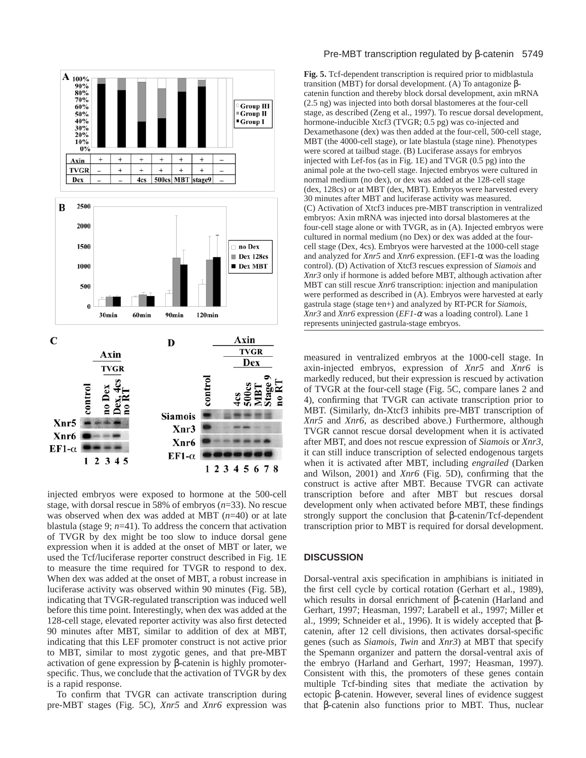**Fig. 5.** Tcf-dependent transcription is required prior to midblastula transition (MBT) for dorsal development. (A) To antagonize β-catenin function and thereby block dorsal development, axin mRNA (2.5 ng) was injected into both dorsal blastomeres at the four-cell stage, as described (Zeng et al., 1997). To rescue dorsal development, hormone-inducible Xtcf3 (TVGR; 0.5 pg) was co-injected and Dexamethasone (dex) was then added at the four-cell, 500-cell stage, MBT (the 4000-cell stage), or late blastula (stage nine). Phenotypes were scored at tailbud stage. (B) Luciferase assays for embryos injected with Lef-fos (as in Fig. 1E) and TVGR (0.5 pg) into the animal pole at the two-cell stage. Injected embryos were cultured in normal medium (no dex), or dex was added at the 128-cell stage (dex, 128cs) or at MBT (dex, MBT). Embryos were harvested every 30 minutes after MBT and luciferase activity was measured. (C) Activation of Xtcf3 induces pre-MBT transcription in ventralized embryos: Axin mRNA was injected into dorsal blastomeres at the four-cell stage alone or with TVGR, as in (A). Injected embryos were cultured in normal medium (no Dex) or dex was added at the four-cell stage (Dex, 4cs). Embryos were harvested at the 1000-cell stage and analyzed for *Xnr5* and *Xnr6* expression. (EF1-α was the loading control). (D) Activation of Xtcf3 rescues expression of *Siamois* and *Xnr3* only if hormone is added before MBT, although activation after MBT can still rescue *Xnr6* transcription: injection and manipulation were performed as described in (A). Embryos were harvested at early gastrula stage (stage ten+) and analyzed by RT-PCR for *Siamois*, *Xnr3* and *Xnr6* expression (*EF1-α* was a loading control). Lane 1 represents uninjected gastrula-stage embryos.

injected embryos were exposed to hormone at the 500-cell stage, with dorsal rescue in 58% of embryos ($n$=33). No rescue was observed when dex was added at MBT ($n$=40) or at late blastula (stage 9; $n$=41). To address the concern that activation of TVGR by dex might be too slow to induce dorsal gene expression when it is added at the onset of MBT or later, we used the Tcf/luciferase reporter construct described in Fig. 1E to measure the time required for TVGR to respond to dex. When dex was added at the onset of MBT, a robust increase in luciferase activity was observed within 90 minutes (Fig. 5B), indicating that TVGR-regulated transcription was induced well before this time point. Interestingly, when dex was added at the 128-cell stage, elevated reporter activity was also first detected 90 minutes after MBT, similar to addition of dex at MBT, indicating that this LEF promoter construct is not active prior to MBT, similar to most zygotic genes, and that pre-MBT activation of gene expression by β-catenin is highly promoter-specific. Thus, we conclude that the activation of TVGR by dex is a rapid response.

To confirm that TVGR can activate transcription during pre-MBT stages (Fig. 5C), *Xnr5* and *Xnr6* expression was measured in ventralized embryos at the 1000-cell stage. In axin-injected embryos, expression of *Xnr5* and *Xnr6* is markedly reduced, but their expression is rescued by activation of TVGR at the four-cell stage (Fig. 5C, compare lanes 2 and 4), confirming that TVGR can activate transcription prior to MBT. (Similarly, dn-Xtcf3 inhibits pre-MBT transcription of *Xnr5* and *Xnr6*, as described above.) Furthermore, although TVGR cannot rescue dorsal development when it is activated after MBT, and does not rescue expression of *Siamois* or *Xnr3*, it can still induce transcription of selected endogenous targets when it is activated after MBT, including *engrailed* (Darken and Wilson, 2001) and *Xnr6* (Fig. 5D), confirming that the construct is active after MBT. Because TVGR can activate transcription before and after MBT but rescues dorsal development only when activated before MBT, these findings strongly support the conclusion that β-catenin/Tcf-dependent transcription prior to MBT is required for dorsal development.

## DISCUSSION

Dorsal-ventral axis specification in amphibians is initiated in the first cell cycle by cortical rotation (Gerhart et al., 1989), which results in dorsal enrichment of β-catenin (Harland and Gerhart, 1997; Heasman, 1997; Larabell et al., 1997; Miller et al., 1999; Schneider et al., 1996). It is widely accepted that β-catenin, after 12 cell divisions, then activates dorsal-specific genes (such as *Siamois*, *Twin* and *Xnr3*) at MBT that specify the Spemann organizer and pattern the dorsal-ventral axis of the embryo (Harland and Gerhart, 1997; Heasman, 1997). Consistent with this, the promoters of these genes contain multiple Tcf-binding sites that mediate the activation by ectopic β-catenin. However, several lines of evidence suggest that β-catenin also functions prior to MBT. Thus, nuclear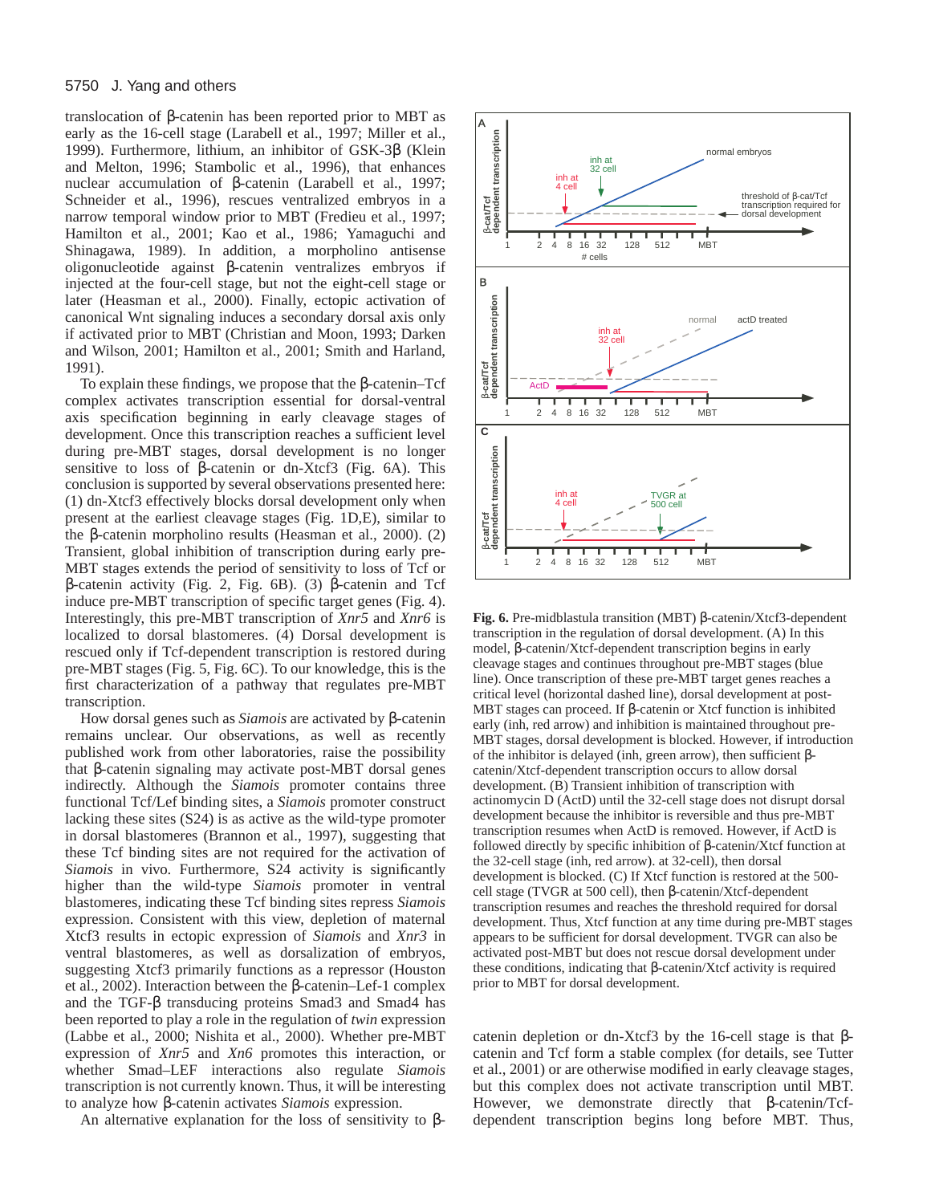translocation of β-catenin has been reported prior to MBT as early as the 16-cell stage (Larabell et al., 1997; Miller et al., 1999). Furthermore, lithium, an inhibitor of GSK-3β (Klein and Melton, 1996; Stambolic et al., 1996), that enhances nuclear accumulation of β-catenin (Larabell et al., 1997; Schneider et al., 1996), rescues ventralized embryos in a narrow temporal window prior to MBT (Fredieu et al., 1997; Hamilton et al., 2001; Kao et al., 1986; Yamaguchi and Shinagawa, 1989). In addition, a morpholino antisense oligonucleotide against β-catenin ventralizes embryos if injected at the four-cell stage, but not the eight-cell stage or later (Heasman et al., 2000). Finally, ectopic activation of canonical Wnt signaling induces a secondary dorsal axis only if activated prior to MBT (Christian and Moon, 1993; Darken and Wilson, 2001; Hamilton et al., 2001; Smith and Harland, 1991).

To explain these findings, we propose that the β-catenin–Tcf complex activates transcription essential for dorsal-ventral axis specification beginning in early cleavage stages of development. Once this transcription reaches a sufficient level during pre-MBT stages, dorsal development is no longer sensitive to loss of β-catenin or dn-Xtcf3 (Fig. 6A). This conclusion is supported by several observations presented here: (1) dn-Xtcf3 effectively blocks dorsal development only when present at the earliest cleavage stages (Fig. 1D,E), similar to the β-catenin morpholino results (Heasman et al., 2000). (2) Transient, global inhibition of transcription during early pre-MBT stages extends the period of sensitivity to loss of Tcf or β-catenin activity (Fig. 2, Fig. 6B). (3) β-catenin and Tcf induce pre-MBT transcription of specific target genes (Fig. 4). Interestingly, this pre-MBT transcription of *Xnr5* and *Xnr6* is localized to dorsal blastomeres. (4) Dorsal development is rescued only if Tcf-dependent transcription is restored during pre-MBT stages (Fig. 5, Fig. 6C). To our knowledge, this is the first characterization of a pathway that regulates pre-MBT transcription.

How dorsal genes such as *Siamois* are activated by β-catenin remains unclear. Our observations, as well as recently published work from other laboratories, raise the possibility that β-catenin signaling may activate post-MBT dorsal genes indirectly. Although the *Siamois* promoter contains three functional Tcf/Lef binding sites, a *Siamois* promoter construct lacking these sites (S24) is as active as the wild-type promoter in dorsal blastomeres (Brannon et al., 1997), suggesting that these Tcf binding sites are not required for the activation of *Siamois* in vivo. Furthermore, S24 activity is significantly higher than the wild-type *Siamois* promoter in ventral blastomeres, indicating these Tcf binding sites repress *Siamois* expression. Consistent with this view, depletion of maternal Xtcf3 results in ectopic expression of *Siamois* and *Xnr3* in ventral blastomeres, as well as dorsalization of embryos, suggesting Xtcf3 primarily functions as a repressor (Houston et al., 2002). Interaction between the β-catenin–Lef-1 complex and the TGF-β transducing proteins Smad3 and Smad4 has been reported to play a role in the regulation of *twin* expression (Labbe et al., 2000; Nishita et al., 2000). Whether pre-MBT expression of *Xnr5* and *Xn6* promotes this interaction, or whether Smad–LEF interactions also regulate *Siamois* transcription is not currently known. Thus, it will be interesting to analyze how β-catenin activates *Siamois* expression.

An alternative explanation for the loss of sensitivity to β-catenin depletion or dn-Xtcf3 by the 16-cell stage is that β-catenin and Tcf form a stable complex (for details, see Tutter et al., 2001) or are otherwise modified in early cleavage stages, but this complex does not activate transcription until MBT. However, we demonstrate directly that β-catenin/Tcf-dependent transcription begins long before MBT. Thus,

**Fig. 6.** Pre-midblastula transition (MBT) β-catenin/Xtcf3-dependent transcription in the regulation of dorsal development. (A) In this model, β-catenin/Xtcf-dependent transcription begins in early cleavage stages and continues throughout pre-MBT stages (blue line). Once transcription of these pre-MBT target genes reaches a critical level (horizontal dashed line), dorsal development at post-MBT stages can proceed. If β-catenin or Xtcf function is inhibited early (inh, red arrow) and inhibition is maintained throughout pre-MBT stages, dorsal development is blocked. However, if introduction of the inhibitor is delayed (inh, green arrow), then sufficient β-catenin/Xtcf-dependent transcription occurs to allow dorsal development. (B) Transient inhibition of transcription with actinomycin D (ActD) until the 32-cell stage does not disrupt dorsal development because the inhibitor is reversible and thus pre-MBT transcription resumes when ActD is removed. However, if ActD is followed directly by specific inhibition of β-catenin/Xtcf function at the 32-cell stage (inh, red arrow). at 32-cell), then dorsal development is blocked. (C) If Xtcf function is restored at the 500-cell stage (TVGR at 500 cell), then β-catenin/Xtcf-dependent transcription resumes and reaches the threshold required for dorsal development. Thus, Xtcf function at any time during pre-MBT stages appears to be sufficient for dorsal development. TVGR can also be activated post-MBT but does not rescue dorsal development under these conditions, indicating that β-catenin/Xtcf activity is required prior to MBT for dorsal development.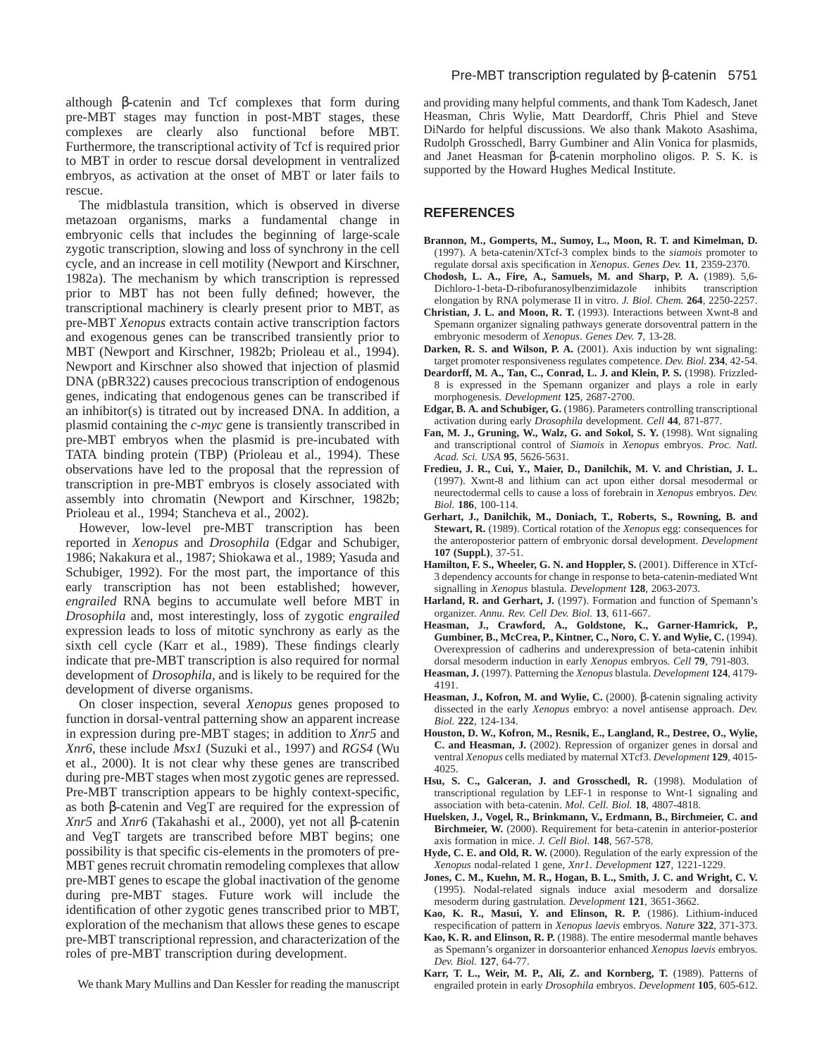although β-catenin and Tcf complexes that form during pre-MBT stages may function in post-MBT stages, these complexes are clearly also functional before MBT. Furthermore, the transcriptional activity of Tcf is required prior to MBT in order to rescue dorsal development in ventralized embryos, as activation at the onset of MBT or later fails to rescue.

The midblastula transition, which is observed in diverse metazoan organisms, marks a fundamental change in embryonic cells that includes the beginning of large-scale zygotic transcription, slowing and loss of synchrony in the cell cycle, and an increase in cell motility (Newport and Kirschner, 1982a). The mechanism by which transcription is repressed prior to MBT has not been fully defined; however, the transcriptional machinery is clearly present prior to MBT, as pre-MBT *Xenopus* extracts contain active transcription factors and exogenous genes can be transcribed transiently prior to MBT (Newport and Kirschner, 1982b; Prioleau et al., 1994). Newport and Kirschner also showed that injection of plasmid DNA (pBR322) causes precocious transcription of endogenous genes, indicating that endogenous genes can be transcribed if an inhibitor(s) is titrated out by increased DNA. In addition, a plasmid containing the *c-myc* gene is transiently transcribed in pre-MBT embryos when the plasmid is pre-incubated with TATA binding protein (TBP) (Prioleau et al., 1994). These observations have led to the proposal that the repression of transcription in pre-MBT embryos is closely associated with assembly into chromatin (Newport and Kirschner, 1982b; Prioleau et al., 1994; Stancheva et al., 2002).

However, low-level pre-MBT transcription has been reported in *Xenopus* and *Drosophila* (Edgar and Schubiger, 1986; Nakakura et al., 1987; Shiokawa et al., 1989; Yasuda and Schubiger, 1992). For the most part, the importance of this early transcription has not been established; however, *engrailed* RNA begins to accumulate well before MBT in *Drosophila* and, most interestingly, loss of zygotic *engrailed* expression leads to loss of mitotic synchrony as early as the sixth cell cycle (Karr et al., 1989). These findings clearly indicate that pre-MBT transcription is also required for normal development of *Drosophila*, and is likely to be required for the development of diverse organisms.

On closer inspection, several *Xenopus* genes proposed to function in dorsal-ventral patterning show an apparent increase in expression during pre-MBT stages; in addition to *Xnr5* and *Xnr6*, these include *Msx1* (Suzuki et al., 1997) and *RGS4* (Wu et al., 2000). It is not clear why these genes are transcribed during pre-MBT stages when most zygotic genes are repressed. Pre-MBT transcription appears to be highly context-specific, as both β-catenin and VegT are required for the expression of *Xnr5* and *Xnr6* (Takahashi et al., 2000), yet not all β-catenin and VegT targets are transcribed before MBT begins; one possibility is that specific cis-elements in the promoters of pre-MBT genes recruit chromatin remodeling complexes that allow pre-MBT genes to escape the global inactivation of the genome during pre-MBT stages. Future work will include the identification of other zygotic genes transcribed prior to MBT, exploration of the mechanism that allows these genes to escape pre-MBT transcriptional repression, and characterization of the roles of pre-MBT transcription during development.

We thank Mary Mullins and Dan Kessler for reading the manuscript and providing many helpful comments, and thank Tom Kadesch, Janet Heasman, Chris Wylie, Matt Deardorff, Chris Phiel and Steve DiNardo for helpful discussions. We also thank Makoto Asashima, Rudolph Grosschedl, Barry Gumbiner and Alin Vonica for plasmids, and Janet Heasman for β-catenin morpholino oligos. P. S. K. is supported by the Howard Hughes Medical Institute.

## REFERENCES

**Brannon, M., Gomperts, M., Sumoy, L., Moon, R. T. and Kimelman, D.** (1997). A beta-catenin/XTcf-3 complex binds to the *siamois* promoter to regulate dorsal axis specification in *Xenopus*. *Genes Dev.* **11**, 2359-2370.

**Chodosh, L. A., Fire, A., Samuels, M. and Sharp, P. A.** (1989). 5,6-Dichloro-1-beta-D-ribofuranosylbenzimidazole inhibits transcription elongation by RNA polymerase II in vitro. *J. Biol. Chem.* **264**, 2250-2257.

**Christian, J. L. and Moon, R. T.** (1993). Interactions between Xwnt-8 and Spemann organizer signaling pathways generate dorsoventral pattern in the embryonic mesoderm of *Xenopus*. *Genes Dev.* **7**, 13-28.

**Darken, R. S. and Wilson, P. A.** (2001). Axis induction by wnt signaling: target promoter responsiveness regulates competence. *Dev. Biol.* **234**, 42-54.

**Deardorff, M. A., Tan, C., Conrad, L. J. and Klein, P. S.** (1998). Frizzled-8 is expressed in the Spemann organizer and plays a role in early morphogenesis. *Development* **125**, 2687-2700.

**Edgar, B. A. and Schubiger, G.** (1986). Parameters controlling transcriptional activation during early *Drosophila* development. *Cell* **44**, 871-877.

**Fan, M. J., Gruning, W., Walz, G. and Sokol, S. Y.** (1998). Wnt signaling and transcriptional control of *Siamois* in *Xenopus* embryos. *Proc. Natl. Acad. Sci. USA* **95**, 5626-5631.

**Fredieu, J. R., Cui, Y., Maier, D., Danilchik, M. V. and Christian, J. L.** (1997). Xwnt-8 and lithium can act upon either dorsal mesodermal or neurectodermal cells to cause a loss of forebrain in *Xenopus* embryos. *Dev. Biol.* **186**, 100-114.

**Gerhart, J., Danilchik, M., Doniach, T., Roberts, S., Rowning, B. and Stewart, R.** (1989). Cortical rotation of the *Xenopus* egg: consequences for the anteroposterior pattern of embryonic dorsal development. *Development* **107 (Suppl.)**, 37-51.

**Hamilton, F. S., Wheeler, G. N. and Hoppler, S.** (2001). Difference in XTcf-3 dependency accounts for change in response to beta-catenin-mediated Wnt signalling in *Xenopus* blastula. *Development* **128**, 2063-2073.

**Harland, R. and Gerhart, J.** (1997). Formation and function of Spemann's organizer. *Annu. Rev. Cell Dev. Biol.* **13**, 611-667.

**Heasman, J., Crawford, A., Goldstone, K., Garner-Hamrick, P., Gumbiner, B., McCrea, P., Kintner, C., Noro, C. Y. and Wylie, C.** (1994). Overexpression of cadherins and underexpression of beta-catenin inhibit dorsal mesoderm induction in early *Xenopus* embryos. *Cell* **79**, 791-803.

**Heasman, J.** (1997). Patterning the *Xenopus* blastula. *Development* **124**, 4179-4191.

**Heasman, J., Kofron, M. and Wylie, C.** (2000). β-catenin signaling activity dissected in the early *Xenopus* embryo: a novel antisense approach. *Dev. Biol.* **222**, 124-134.

**Houston, D. W., Kofron, M., Resnik, E., Langland, R., Destree, O., Wylie, C. and Heasman, J.** (2002). Repression of organizer genes in dorsal and ventral *Xenopus* cells mediated by maternal XTcf3. *Development* **129**, 4015-4025.

**Hsu, S. C., Galceran, J. and Grosschedl, R.** (1998). Modulation of transcriptional regulation by LEF-1 in response to Wnt-1 signaling and association with beta-catenin. *Mol. Cell. Biol.* **18**, 4807-4818.

**Huelsken, J., Vogel, R., Brinkmann, V., Erdmann, B., Birchmeier, C. and Birchmeier, W.** (2000). Requirement for beta-catenin in anterior-posterior axis formation in mice. *J. Cell Biol.* **148**, 567-578.

**Hyde, C. E. and Old, R. W.** (2000). Regulation of the early expression of the *Xenopus* nodal-related 1 gene, *Xnr1*. *Development* **127**, 1221-1229.

**Jones, C. M., Kuehn, M. R., Hogan, B. L., Smith, J. C. and Wright, C. V.** (1995). Nodal-related signals induce axial mesoderm and dorsalize mesoderm during gastrulation. *Development* **121**, 3651-3662.

**Kao, K. R., Masui, Y. and Elinson, R. P.** (1986). Lithium-induced respecification of pattern in *Xenopus laevis* embryos. *Nature* **322**, 371-373.

**Kao, K. R. and Elinson, R. P.** (1988). The entire mesodermal mantle behaves as Spemann's organizer in dorsoanterior enhanced *Xenopus laevis* embryos. *Dev. Biol.* **127**, 64-77.

**Karr, T. L., Weir, M. P., Ali, Z. and Kornberg, T.** (1989). Patterns of engrailed protein in early *Drosophila* embryos. *Development* **105**, 605-612.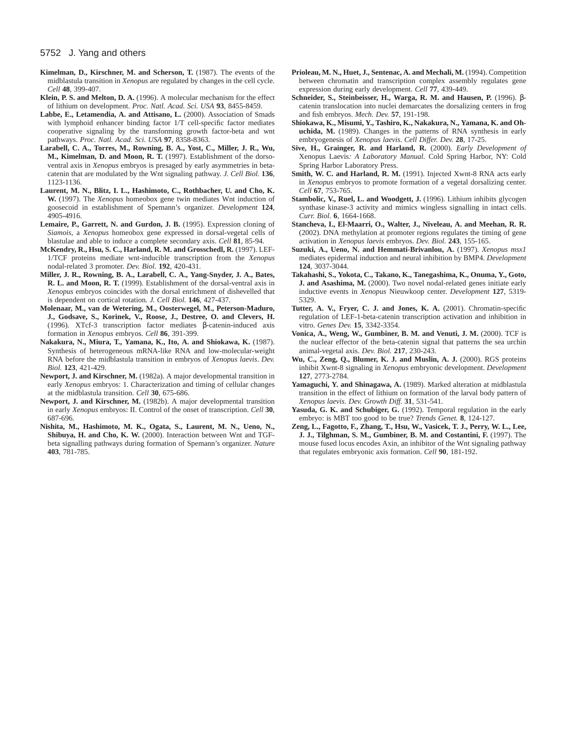**Kimelman, D., Kirschner, M. and Scherson, T.** (1987). The events of the midblastula transition in *Xenopus* are regulated by changes in the cell cycle. *Cell* **48**, 399-407.

**Klein, P. S. and Melton, D. A.** (1996). A molecular mechanism for the effect of lithium on development. *Proc. Natl. Acad. Sci. USA* **93**, 8455-8459.

**Labbe, E., Letamendia, A. and Attisano, L.** (2000). Association of Smads with lymphoid enhancer binding factor 1/T cell-specific factor mediates cooperative signaling by the transforming growth factor-beta and wnt pathways. *Proc. Natl. Acad. Sci. USA* **97**, 8358-8363.

**Larabell, C. A., Torres, M., Rowning, B. A., Yost, C., Miller, J. R., Wu, M., Kimelman, D. and Moon, R. T.** (1997). Establishment of the dorso-ventral axis in *Xenopus* embryos is presaged by early asymmetries in beta-catenin that are modulated by the Wnt signaling pathway. *J. Cell Biol.* **136**, 1123-1136.

**Laurent, M. N., Blitz, I. L., Hashimoto, C., Rothbacher, U. and Cho, K. W.** (1997). The *Xenopus* homeobox gene twin mediates Wnt induction of goosecoid in establishment of Spemann's organizer. *Development* **124**, 4905-4916.

**Lemaire, P., Garrett, N. and Gurdon, J. B.** (1995). Expression cloning of *Siamois*, a *Xenopus* homeobox gene expressed in dorsal-vegetal cells of blastulae and able to induce a complete secondary axis. *Cell* **81**, 85-94.

**McKendry, R., Hsu, S. C., Harland, R. M. and Grosschedl, R.** (1997). LEF-1/TCF proteins mediate wnt-inducible transcription from the *Xenopus* nodal-related 3 promoter. *Dev. Biol.* **192**, 420-431.

**Miller, J. R., Rowning, B. A., Larabell, C. A., Yang-Snyder, J. A., Bates, R. L. and Moon, R. T.** (1999). Establishment of the dorsal-ventral axis in *Xenopus* embryos coincides with the dorsal enrichment of dishevelled that is dependent on cortical rotation. *J. Cell Biol.* **146**, 427-437.

**Molenaar, M., van de Wetering, M., Oosterwegel, M., Peterson-Maduro, J., Godsave, S., Korinek, V., Roose, J., Destree, O. and Clevers, H.** (1996). XTcf-3 transcription factor mediates β-catenin-induced axis formation in *Xenopus* embryos. *Cell* **86**, 391-399.

**Nakakura, N., Miura, T., Yamana, K., Ito, A. and Shiokawa, K.** (1987). Synthesis of heterogeneous mRNA-like RNA and low-molecular-weight RNA before the midblastula transition in embryos of *Xenopus laevis*. *Dev. Biol.* **123**, 421-429.

**Newport, J. and Kirschner, M.** (1982a). A major developmental transition in early *Xenopus* embryos: 1. Characterization and timing of cellular changes at the midblastula transition. *Cell* **30**, 675-686.

**Newport, J. and Kirschner, M.** (1982b). A major developmental transition in early *Xenopus* embryos: II. Control of the onset of transcription. *Cell* **30**, 687-696.

**Nishita, M., Hashimoto, M. K., Ogata, S., Laurent, M. N., Ueno, N., Shibuya, H. and Cho, K. W.** (2000). Interaction between Wnt and TGF-beta signalling pathways during formation of Spemann's organizer. *Nature* **403**, 781-785.

**Prioleau, M. N., Huet, J., Sentenac, A. and Mechali, M.** (1994). Competition between chromatin and transcription complex assembly regulates gene expression during early development. *Cell* **77**, 439-449.

**Schneider, S., Steinbeisser, H., Warga, R. M. and Hausen, P.** (1996). β-catenin translocation into nuclei demarcates the dorsalizing centers in frog and fish embryos. *Mech. Dev.* **57**, 191-198.

**Shiokawa, K., Misumi, Y., Tashiro, K., Nakakura, N., Yamana, K. and Oh-uchida, M.** (1989). Changes in the patterns of RNA synthesis in early embryogenesis of *Xenopus laevis*. *Cell Differ. Dev.* **28**, 17-25.

**Sive, H., Grainger, R. and Harland, R.** (2000). *Early Development of* Xenopus Laevis*: A Laboratory Manual.* Cold Spring Harbor, NY: Cold Spring Harbor Laboratory Press.

**Smith, W. C. and Harland, R. M.** (1991). Injected Xwnt-8 RNA acts early in *Xenopus* embryos to promote formation of a vegetal dorsalizing center. *Cell* **67**, 753-765.

**Stambolic, V., Ruel, L. and Woodgett, J.** (1996). Lithium inhibits glycogen synthase kinase-3 activity and mimics wingless signalling in intact cells. *Curr. Biol.* **6**, 1664-1668.

**Stancheva, I., El-Maarri, O., Walter, J., Niveleau, A. and Meehan, R. R.** (2002). DNA methylation at promoter regions regulates the timing of gene activation in *Xenopus laevis* embryos. *Dev. Biol.* **243**, 155-165.

**Suzuki, A., Ueno, N. and Hemmati-Brivanlou, A.** (1997). *Xenopus msx1* mediates epidermal induction and neural inhibition by BMP4. *Development* **124**, 3037-3044.

**Takahashi, S., Yokota, C., Takano, K., Tanegashima, K., Onuma, Y., Goto, J. and Asashima, M.** (2000). Two novel nodal-related genes initiate early inductive events in *Xenopus* Nieuwkoop center. *Development* **127**, 5319-5329.

**Tutter, A. V., Fryer, C. J. and Jones, K. A.** (2001). Chromatin-specific regulation of LEF-1-beta-catenin transcription activation and inhibition in vitro. *Genes Dev.* **15**, 3342-3354.

**Vonica, A., Weng, W., Gumbiner, B. M. and Venuti, J. M.** (2000). TCF is the nuclear effector of the beta-catenin signal that patterns the sea urchin animal-vegetal axis. *Dev. Biol.* **217**, 230-243.

**Wu, C., Zeng, Q., Blumer, K. J. and Muslin, A. J.** (2000). RGS proteins inhibit Xwnt-8 signaling in *Xenopus* embryonic development. *Development* **127**, 2773-2784.

**Yamaguchi, Y. and Shinagawa, A.** (1989). Marked alteration at midblastula transition in the effect of lithium on formation of the larval body pattern of *Xenopus laevis*. *Dev. Growth Diff.* **31**, 531-541.

**Yasuda, G. K. and Schubiger, G.** (1992). Temporal regulation in the early embryo: is MBT too good to be true? *Trends Genet.* **8**, 124-127.

**Zeng, L., Fagotto, F., Zhang, T., Hsu, W., Vasicek, T. J., Perry, W. L., Lee, J. J., Tilghman, S. M., Gumbiner, B. M. and Costantini, F.** (1997). The mouse fused locus encodes Axin, an inhibitor of the Wnt signaling pathway that regulates embryonic axis formation. *Cell* **90**, 181-192.